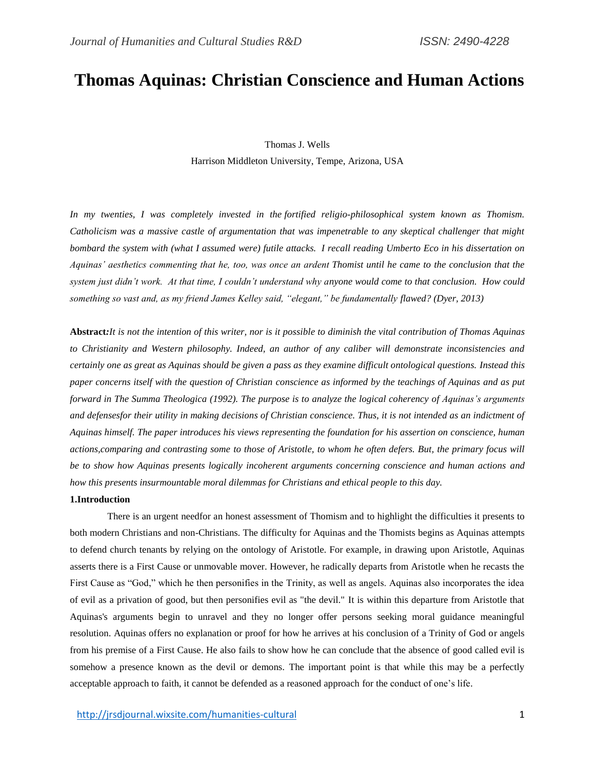# Thomas Aquinas: Christian Conscience and Human Actions

Thomas J. Wells
Harrison Middleton University, Tempe, Arizona, USA

*In my twenties, I was completely invested in the fortified religio-philosophical system known as Thomism. Catholicism was a massive castle of argumentation that was impenetrable to any skeptical challenger that might bombard the system with (what I assumed were) futile attacks. I recall reading Umberto Eco in his dissertation on Aquinas' aesthetics commenting that he, too, was once an ardent Thomist until he came to the conclusion that the system just didn't work. At that time, I couldn't understand why anyone would come to that conclusion. How could something so vast and, as my friend James Kelley said, "elegant," be fundamentally flawed? (Dyer, 2013)*

**Abstract***:It is not the intention of this writer, nor is it possible to diminish the vital contribution of Thomas Aquinas to Christianity and Western philosophy. Indeed, an author of any caliber will demonstrate inconsistencies and certainly one as great as Aquinas should be given a pass as they examine difficult ontological questions. Instead this paper concerns itself with the question of Christian conscience as informed by the teachings of Aquinas and as put forward in The Summa Theologica (1992). The purpose is to analyze the logical coherency of Aquinas's arguments and defensesfor their utility in making decisions of Christian conscience. Thus, it is not intended as an indictment of Aquinas himself. The paper introduces his views representing the foundation for his assertion on conscience, human actions,comparing and contrasting some to those of Aristotle, to whom he often defers. But, the primary focus will be to show how Aquinas presents logically incoherent arguments concerning conscience and human actions and how this presents insurmountable moral dilemmas for Christians and ethical people to this day.*

## 1.Introduction

There is an urgent needfor an honest assessment of Thomism and to highlight the difficulties it presents to both modern Christians and non-Christians. The difficulty for Aquinas and the Thomists begins as Aquinas attempts to defend church tenants by relying on the ontology of Aristotle. For example, in drawing upon Aristotle, Aquinas asserts there is a First Cause or unmovable mover. However, he radically departs from Aristotle when he recasts the First Cause as "God," which he then personifies in the Trinity, as well as angels. Aquinas also incorporates the idea of evil as a privation of good, but then personifies evil as "the devil." It is within this departure from Aristotle that Aquinas's arguments begin to unravel and they no longer offer persons seeking moral guidance meaningful resolution. Aquinas offers no explanation or proof for how he arrives at his conclusion of a Trinity of God or angels from his premise of a First Cause. He also fails to show how he can conclude that the absence of good called evil is somehow a presence known as the devil or demons. The important point is that while this may be a perfectly acceptable approach to faith, it cannot be defended as a reasoned approach for the conduct of one's life.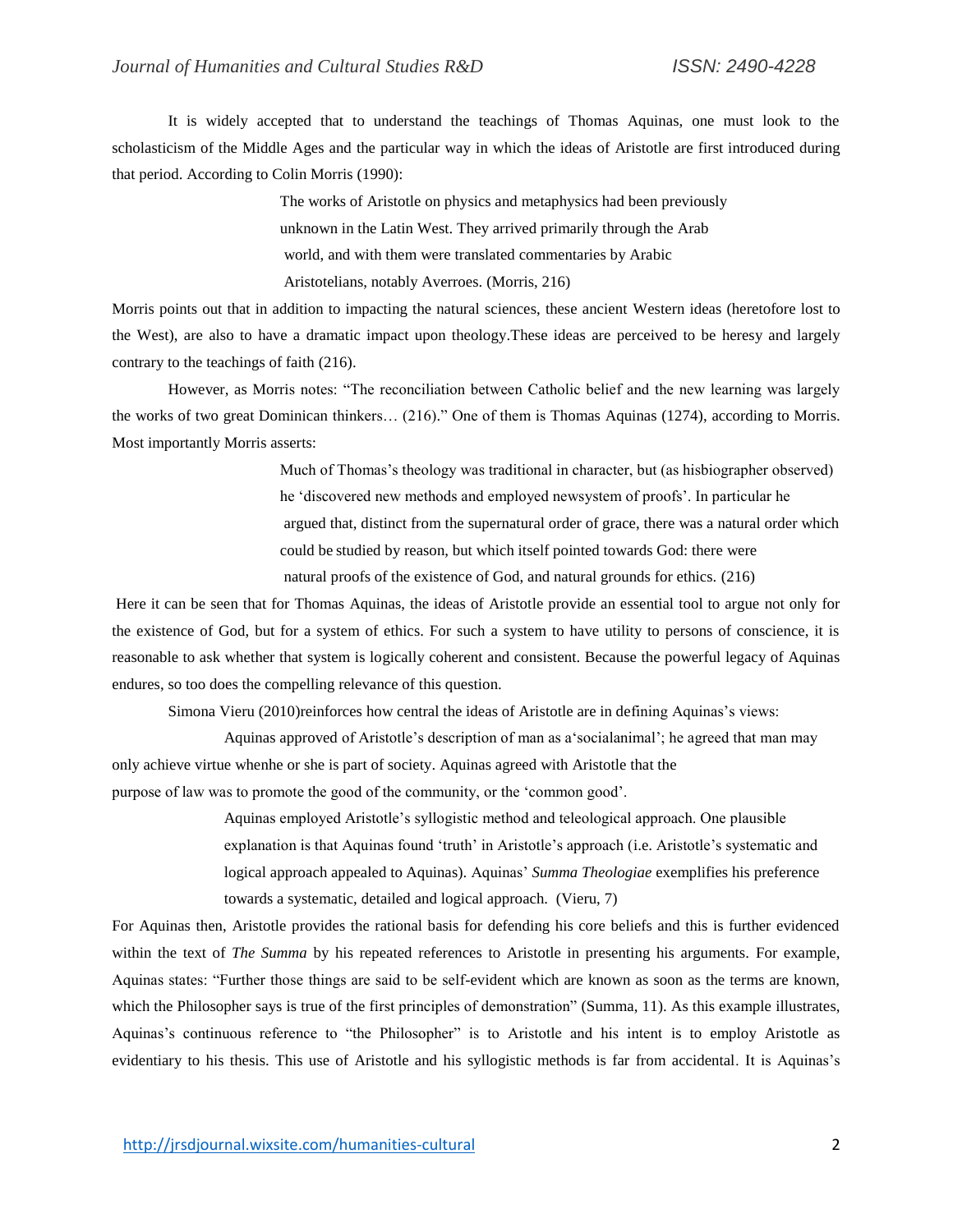It is widely accepted that to understand the teachings of Thomas Aquinas, one must look to the scholasticism of the Middle Ages and the particular way in which the ideas of Aristotle are first introduced during that period. According to Colin Morris (1990):

> The works of Aristotle on physics and metaphysics had been previously unknown in the Latin West. They arrived primarily through the Arab world, and with them were translated commentaries by Arabic Aristotelians, notably Averroes. (Morris, 216)

Morris points out that in addition to impacting the natural sciences, these ancient Western ideas (heretofore lost to the West), are also to have a dramatic impact upon theology.These ideas are perceived to be heresy and largely contrary to the teachings of faith (216).

However, as Morris notes: "The reconciliation between Catholic belief and the new learning was largely the works of two great Dominican thinkers… (216)." One of them is Thomas Aquinas (1274), according to Morris. Most importantly Morris asserts:

> Much of Thomas's theology was traditional in character, but (as hisbiographer observed) he 'discovered new methods and employed newsystem of proofs'. In particular he argued that, distinct from the supernatural order of grace, there was a natural order which could be studied by reason, but which itself pointed towards God: there were natural proofs of the existence of God, and natural grounds for ethics. (216)

Here it can be seen that for Thomas Aquinas, the ideas of Aristotle provide an essential tool to argue not only for the existence of God, but for a system of ethics. For such a system to have utility to persons of conscience, it is reasonable to ask whether that system is logically coherent and consistent. Because the powerful legacy of Aquinas endures, so too does the compelling relevance of this question.

Simona Vieru (2010)reinforces how central the ideas of Aristotle are in defining Aquinas's views:

> Aquinas approved of Aristotle's description of man as a'socialanimal'; he agreed that man may only achieve virtue whenhe or she is part of society. Aquinas agreed with Aristotle that the purpose of law was to promote the good of the community, or the 'common good'.
>
> Aquinas employed Aristotle's syllogistic method and teleological approach. One plausible explanation is that Aquinas found 'truth' in Aristotle's approach (i.e. Aristotle's systematic and logical approach appealed to Aquinas). Aquinas' *Summa Theologiae* exemplifies his preference towards a systematic, detailed and logical approach. (Vieru, 7)

For Aquinas then, Aristotle provides the rational basis for defending his core beliefs and this is further evidenced within the text of *The Summa* by his repeated references to Aristotle in presenting his arguments. For example, Aquinas states: "Further those things are said to be self-evident which are known as soon as the terms are known, which the Philosopher says is true of the first principles of demonstration" (Summa, 11). As this example illustrates, Aquinas's continuous reference to "the Philosopher" is to Aristotle and his intent is to employ Aristotle as evidentiary to his thesis. This use of Aristotle and his syllogistic methods is far from accidental. It is Aquinas's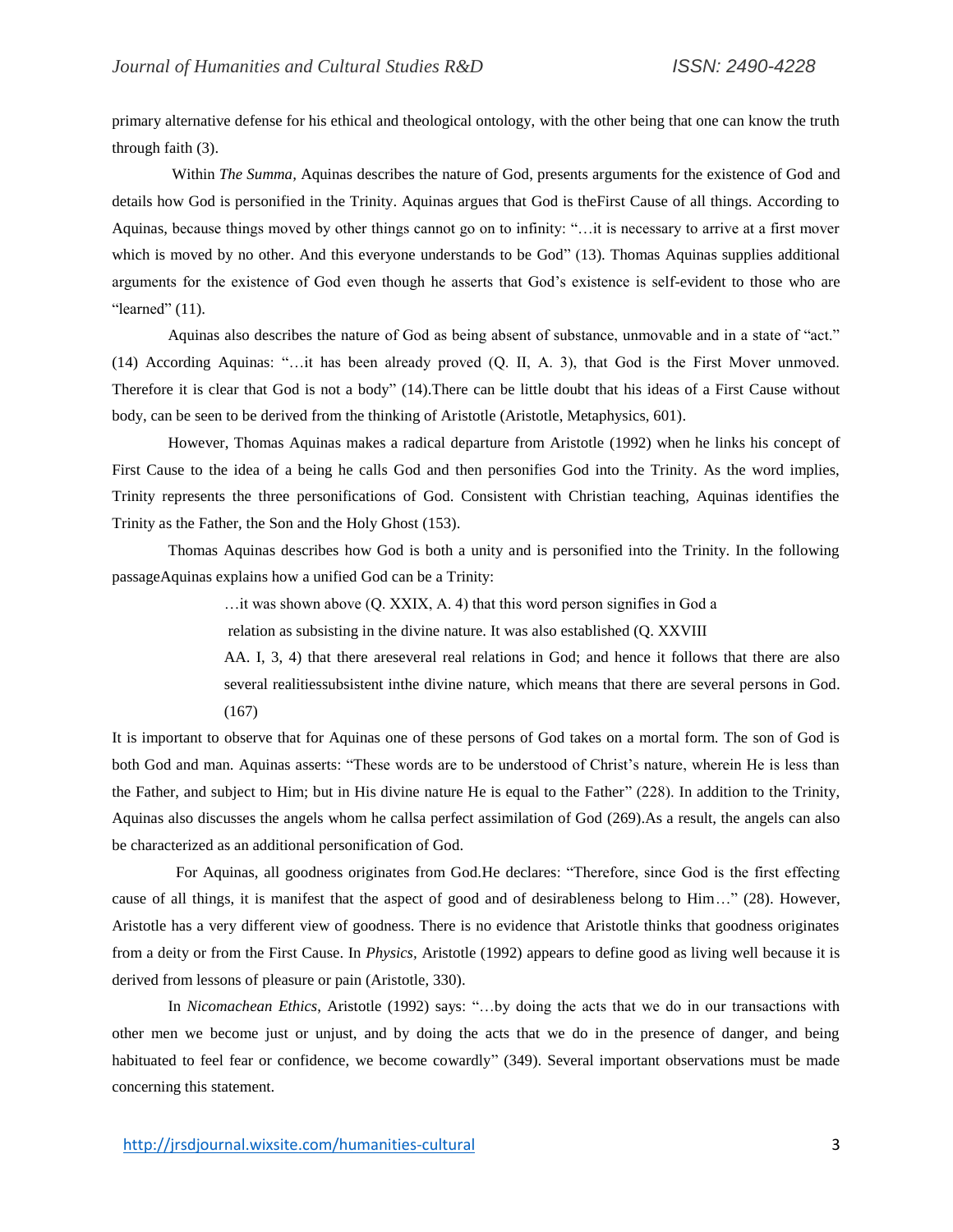primary alternative defense for his ethical and theological ontology, with the other being that one can know the truth through faith (3).

Within *The Summa,* Aquinas describes the nature of God, presents arguments for the existence of God and details how God is personified in the Trinity. Aquinas argues that God is theFirst Cause of all things. According to Aquinas, because things moved by other things cannot go on to infinity: "…it is necessary to arrive at a first mover which is moved by no other. And this everyone understands to be God" (13). Thomas Aquinas supplies additional arguments for the existence of God even though he asserts that God's existence is self-evident to those who are "learned" (11).

Aquinas also describes the nature of God as being absent of substance, unmovable and in a state of "act." (14) According Aquinas: "…it has been already proved (Q. II, A. 3), that God is the First Mover unmoved. Therefore it is clear that God is not a body" (14).There can be little doubt that his ideas of a First Cause without body, can be seen to be derived from the thinking of Aristotle (Aristotle, Metaphysics, 601).

However, Thomas Aquinas makes a radical departure from Aristotle (1992) when he links his concept of First Cause to the idea of a being he calls God and then personifies God into the Trinity. As the word implies, Trinity represents the three personifications of God. Consistent with Christian teaching, Aquinas identifies the Trinity as the Father, the Son and the Holy Ghost (153).

Thomas Aquinas describes how God is both a unity and is personified into the Trinity. In the following passageAquinas explains how a unified God can be a Trinity:

> …it was shown above (Q. XXIX, A. 4) that this word person signifies in God a relation as subsisting in the divine nature. It was also established (Q. XXVIII AA. I, 3, 4) that there areseveral real relations in God; and hence it follows that there are also several realitiessubsistent inthe divine nature, which means that there are several persons in God. (167)

It is important to observe that for Aquinas one of these persons of God takes on a mortal form. The son of God is both God and man. Aquinas asserts: "These words are to be understood of Christ's nature, wherein He is less than the Father, and subject to Him; but in His divine nature He is equal to the Father" (228). In addition to the Trinity, Aquinas also discusses the angels whom he callsa perfect assimilation of God (269).As a result, the angels can also be characterized as an additional personification of God.

For Aquinas, all goodness originates from God.He declares: "Therefore, since God is the first effecting cause of all things, it is manifest that the aspect of good and of desirableness belong to Him…" (28). However, Aristotle has a very different view of goodness. There is no evidence that Aristotle thinks that goodness originates from a deity or from the First Cause. In *Physics,* Aristotle (1992) appears to define good as living well because it is derived from lessons of pleasure or pain (Aristotle, 330).

In *Nicomachean Ethics*, Aristotle (1992) says: "…by doing the acts that we do in our transactions with other men we become just or unjust, and by doing the acts that we do in the presence of danger, and being habituated to feel fear or confidence, we become cowardly" (349). Several important observations must be made concerning this statement.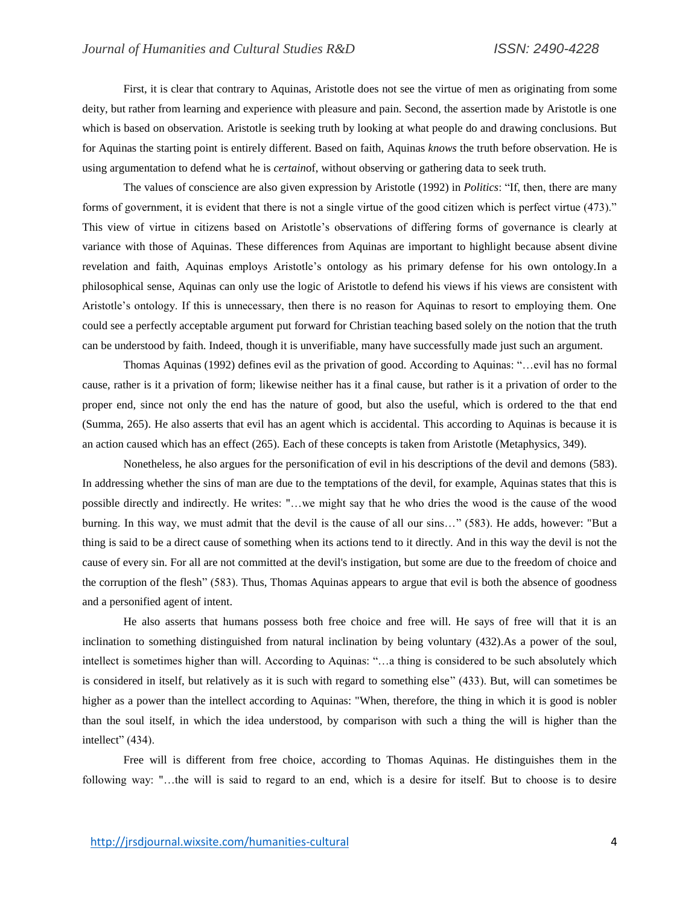First, it is clear that contrary to Aquinas, Aristotle does not see the virtue of men as originating from some deity, but rather from learning and experience with pleasure and pain. Second, the assertion made by Aristotle is one which is based on observation. Aristotle is seeking truth by looking at what people do and drawing conclusions. But for Aquinas the starting point is entirely different. Based on faith, Aquinas *knows* the truth before observation. He is using argumentation to defend what he is *certain*of, without observing or gathering data to seek truth.

The values of conscience are also given expression by Aristotle (1992) in *Politics*: "If, then, there are many forms of government, it is evident that there is not a single virtue of the good citizen which is perfect virtue (473)." This view of virtue in citizens based on Aristotle's observations of differing forms of governance is clearly at variance with those of Aquinas. These differences from Aquinas are important to highlight because absent divine revelation and faith, Aquinas employs Aristotle's ontology as his primary defense for his own ontology.In a philosophical sense, Aquinas can only use the logic of Aristotle to defend his views if his views are consistent with Aristotle's ontology. If this is unnecessary, then there is no reason for Aquinas to resort to employing them. One could see a perfectly acceptable argument put forward for Christian teaching based solely on the notion that the truth can be understood by faith. Indeed, though it is unverifiable, many have successfully made just such an argument.

Thomas Aquinas (1992) defines evil as the privation of good. According to Aquinas: "…evil has no formal cause, rather is it a privation of form; likewise neither has it a final cause, but rather is it a privation of order to the proper end, since not only the end has the nature of good, but also the useful, which is ordered to the that end (Summa, 265). He also asserts that evil has an agent which is accidental. This according to Aquinas is because it is an action caused which has an effect (265). Each of these concepts is taken from Aristotle (Metaphysics, 349).

Nonetheless, he also argues for the personification of evil in his descriptions of the devil and demons (583). In addressing whether the sins of man are due to the temptations of the devil, for example, Aquinas states that this is possible directly and indirectly. He writes: "…we might say that he who dries the wood is the cause of the wood burning. In this way, we must admit that the devil is the cause of all our sins…" (583). He adds, however: "But a thing is said to be a direct cause of something when its actions tend to it directly. And in this way the devil is not the cause of every sin. For all are not committed at the devil's instigation, but some are due to the freedom of choice and the corruption of the flesh" (583). Thus, Thomas Aquinas appears to argue that evil is both the absence of goodness and a personified agent of intent.

He also asserts that humans possess both free choice and free will. He says of free will that it is an inclination to something distinguished from natural inclination by being voluntary (432).As a power of the soul, intellect is sometimes higher than will. According to Aquinas: "…a thing is considered to be such absolutely which is considered in itself, but relatively as it is such with regard to something else" (433). But, will can sometimes be higher as a power than the intellect according to Aquinas: "When, therefore, the thing in which it is good is nobler than the soul itself, in which the idea understood, by comparison with such a thing the will is higher than the intellect" (434).

Free will is different from free choice, according to Thomas Aquinas. He distinguishes them in the following way: "…the will is said to regard to an end, which is a desire for itself. But to choose is to desire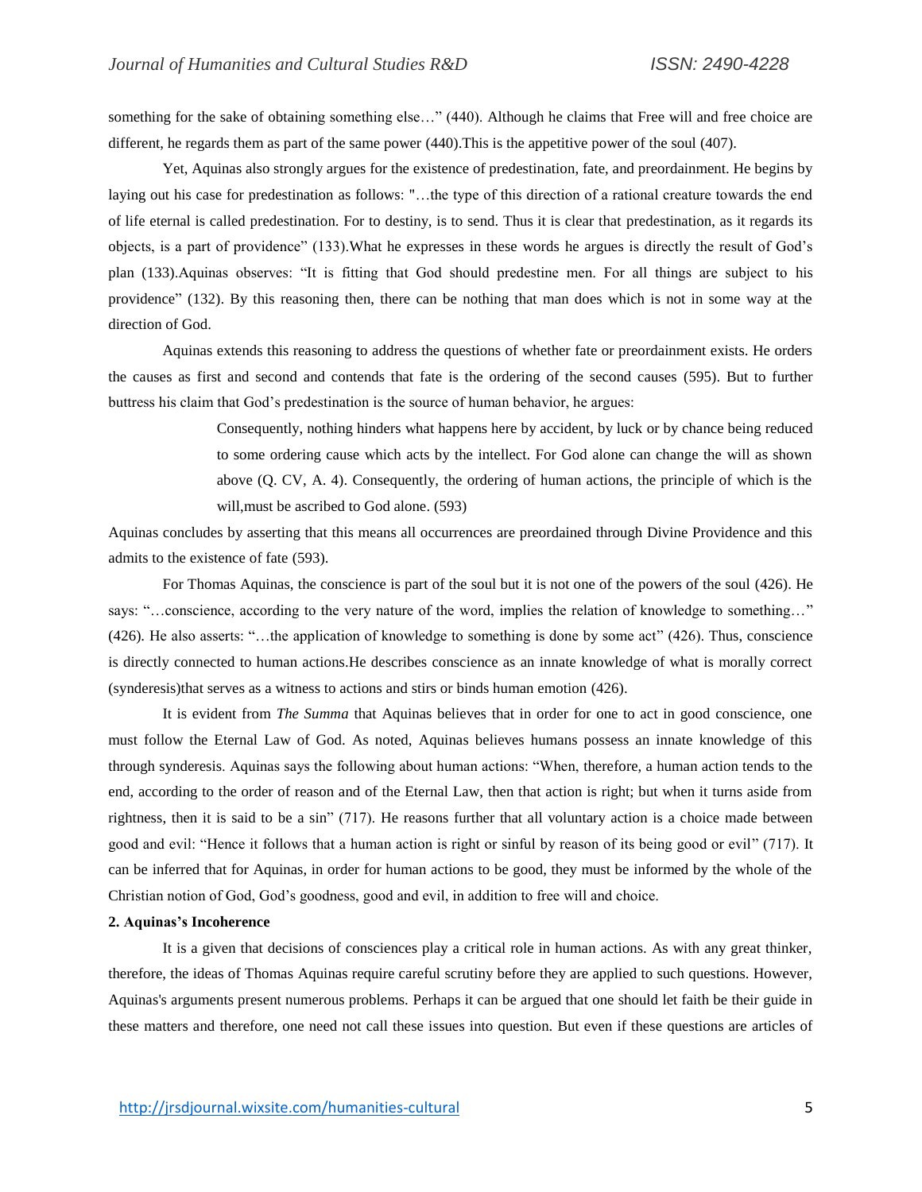something for the sake of obtaining something else…" (440). Although he claims that Free will and free choice are different, he regards them as part of the same power (440).This is the appetitive power of the soul (407).

Yet, Aquinas also strongly argues for the existence of predestination, fate, and preordainment. He begins by laying out his case for predestination as follows: "…the type of this direction of a rational creature towards the end of life eternal is called predestination. For to destiny, is to send. Thus it is clear that predestination, as it regards its objects, is a part of providence" (133).What he expresses in these words he argues is directly the result of God's plan (133).Aquinas observes: "It is fitting that God should predestine men. For all things are subject to his providence" (132). By this reasoning then, there can be nothing that man does which is not in some way at the direction of God.

Aquinas extends this reasoning to address the questions of whether fate or preordainment exists. He orders the causes as first and second and contends that fate is the ordering of the second causes (595). But to further buttress his claim that God's predestination is the source of human behavior, he argues:

> Consequently, nothing hinders what happens here by accident, by luck or by chance being reduced to some ordering cause which acts by the intellect. For God alone can change the will as shown above (Q. CV, A. 4). Consequently, the ordering of human actions, the principle of which is the will,must be ascribed to God alone. (593)

Aquinas concludes by asserting that this means all occurrences are preordained through Divine Providence and this admits to the existence of fate (593).

For Thomas Aquinas, the conscience is part of the soul but it is not one of the powers of the soul (426). He says: "…conscience, according to the very nature of the word, implies the relation of knowledge to something…" (426). He also asserts: "…the application of knowledge to something is done by some act" (426). Thus, conscience is directly connected to human actions.He describes conscience as an innate knowledge of what is morally correct (synderesis)that serves as a witness to actions and stirs or binds human emotion (426).

It is evident from *The Summa* that Aquinas believes that in order for one to act in good conscience, one must follow the Eternal Law of God. As noted, Aquinas believes humans possess an innate knowledge of this through synderesis. Aquinas says the following about human actions: "When, therefore, a human action tends to the end, according to the order of reason and of the Eternal Law, then that action is right; but when it turns aside from rightness, then it is said to be a sin" (717). He reasons further that all voluntary action is a choice made between good and evil: "Hence it follows that a human action is right or sinful by reason of its being good or evil" (717). It can be inferred that for Aquinas, in order for human actions to be good, they must be informed by the whole of the Christian notion of God, God's goodness, good and evil, in addition to free will and choice.

**2. Aquinas's Incoherence**

It is a given that decisions of consciences play a critical role in human actions. As with any great thinker, therefore, the ideas of Thomas Aquinas require careful scrutiny before they are applied to such questions. However, Aquinas's arguments present numerous problems. Perhaps it can be argued that one should let faith be their guide in these matters and therefore, one need not call these issues into question. But even if these questions are articles of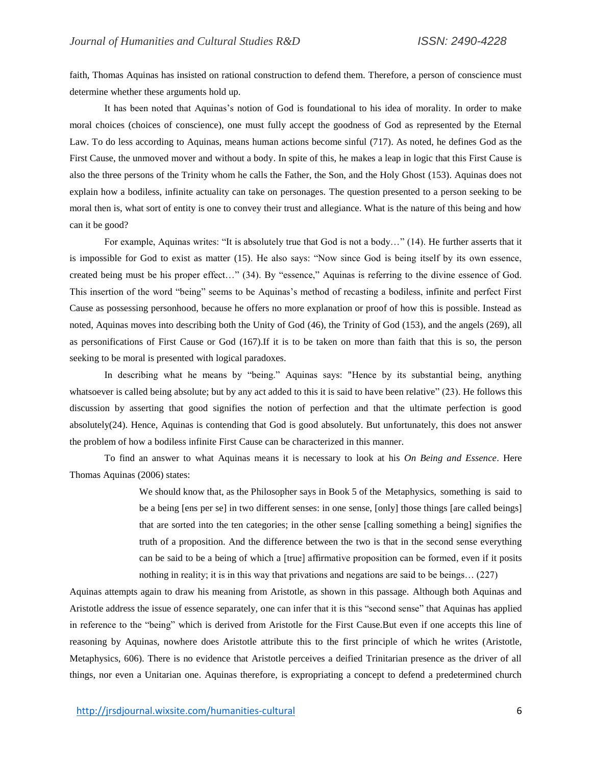faith, Thomas Aquinas has insisted on rational construction to defend them. Therefore, a person of conscience must determine whether these arguments hold up.

It has been noted that Aquinas's notion of God is foundational to his idea of morality. In order to make moral choices (choices of conscience), one must fully accept the goodness of God as represented by the Eternal Law. To do less according to Aquinas, means human actions become sinful (717). As noted, he defines God as the First Cause, the unmoved mover and without a body. In spite of this, he makes a leap in logic that this First Cause is also the three persons of the Trinity whom he calls the Father, the Son, and the Holy Ghost (153). Aquinas does not explain how a bodiless, infinite actuality can take on personages. The question presented to a person seeking to be moral then is, what sort of entity is one to convey their trust and allegiance. What is the nature of this being and how can it be good?

For example, Aquinas writes: "It is absolutely true that God is not a body…" (14). He further asserts that it is impossible for God to exist as matter (15). He also says: "Now since God is being itself by its own essence, created being must be his proper effect…" (34). By "essence," Aquinas is referring to the divine essence of God. This insertion of the word "being" seems to be Aquinas's method of recasting a bodiless, infinite and perfect First Cause as possessing personhood, because he offers no more explanation or proof of how this is possible. Instead as noted, Aquinas moves into describing both the Unity of God (46), the Trinity of God (153), and the angels (269), all as personifications of First Cause or God (167).If it is to be taken on more than faith that this is so, the person seeking to be moral is presented with logical paradoxes.

In describing what he means by "being." Aquinas says: "Hence by its substantial being, anything whatsoever is called being absolute; but by any act added to this it is said to have been relative" (23). He follows this discussion by asserting that good signifies the notion of perfection and that the ultimate perfection is good absolutely(24). Hence, Aquinas is contending that God is good absolutely. But unfortunately, this does not answer the problem of how a bodiless infinite First Cause can be characterized in this manner.

To find an answer to what Aquinas means it is necessary to look at his *On Being and Essence*. Here Thomas Aquinas (2006) states:

> We should know that, as the Philosopher says in Book 5 of the Metaphysics, something is said to be a being [ens per se] in two different senses: in one sense, [only] those things [are called beings] that are sorted into the ten categories; in the other sense [calling something a being] signifies the truth of a proposition. And the difference between the two is that in the second sense everything can be said to be a being of which a [true] affirmative proposition can be formed, even if it posits nothing in reality; it is in this way that privations and negations are said to be beings… (227)

Aquinas attempts again to draw his meaning from Aristotle, as shown in this passage. Although both Aquinas and Aristotle address the issue of essence separately, one can infer that it is this "second sense" that Aquinas has applied in reference to the "being" which is derived from Aristotle for the First Cause.But even if one accepts this line of reasoning by Aquinas, nowhere does Aristotle attribute this to the first principle of which he writes (Aristotle, Metaphysics, 606). There is no evidence that Aristotle perceives a deified Trinitarian presence as the driver of all things, nor even a Unitarian one. Aquinas therefore, is expropriating a concept to defend a predetermined church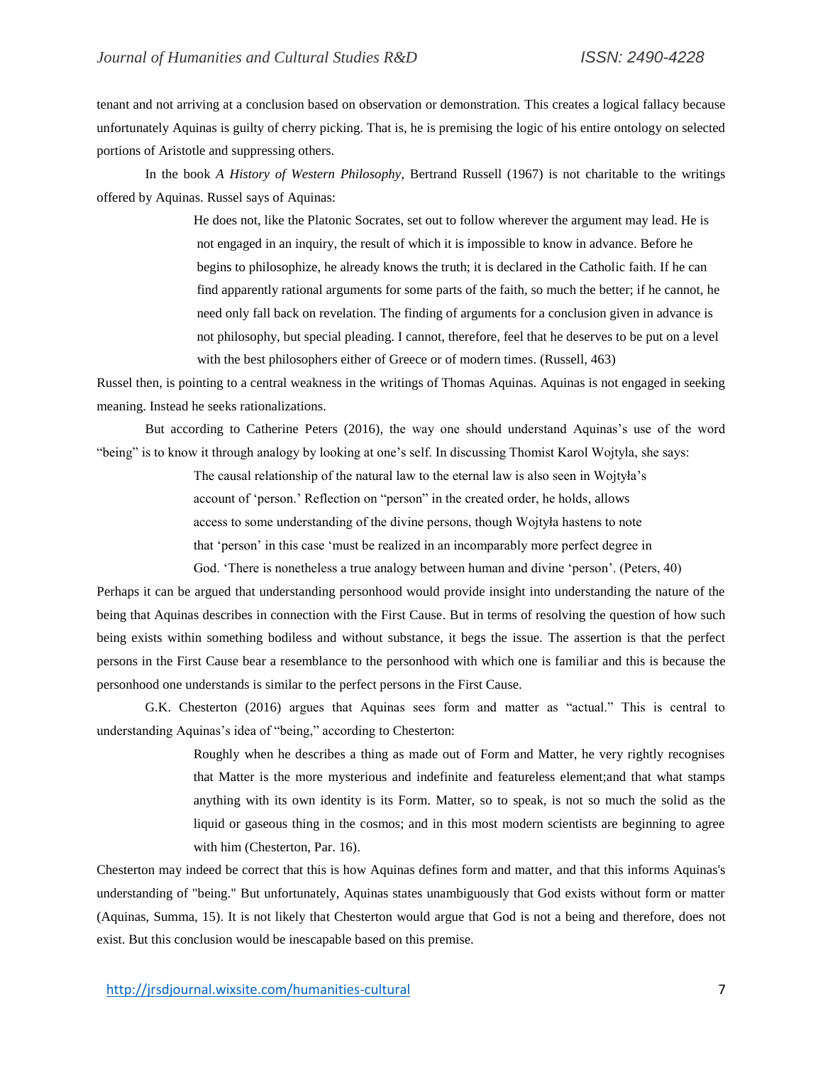tenant and not arriving at a conclusion based on observation or demonstration. This creates a logical fallacy because unfortunately Aquinas is guilty of cherry picking. That is, he is premising the logic of his entire ontology on selected portions of Aristotle and suppressing others.

In the book *A History of Western Philosophy*, Bertrand Russell (1967) is not charitable to the writings offered by Aquinas. Russel says of Aquinas:

> He does not, like the Platonic Socrates, set out to follow wherever the argument may lead. He is not engaged in an inquiry, the result of which it is impossible to know in advance. Before he begins to philosophize, he already knows the truth; it is declared in the Catholic faith. If he can find apparently rational arguments for some parts of the faith, so much the better; if he cannot, he need only fall back on revelation. The finding of arguments for a conclusion given in advance is not philosophy, but special pleading. I cannot, therefore, feel that he deserves to be put on a level with the best philosophers either of Greece or of modern times. (Russell, 463)

Russel then, is pointing to a central weakness in the writings of Thomas Aquinas. Aquinas is not engaged in seeking meaning. Instead he seeks rationalizations.

But according to Catherine Peters (2016), the way one should understand Aquinas's use of the word "being" is to know it through analogy by looking at one's self. In discussing Thomist Karol Wojtyla, she says:

> The causal relationship of the natural law to the eternal law is also seen in Wojtyła's account of 'person.' Reflection on "person" in the created order, he holds, allows access to some understanding of the divine persons, though Wojtyła hastens to note that 'person' in this case 'must be realized in an incomparably more perfect degree in God. 'There is nonetheless a true analogy between human and divine 'person'. (Peters, 40)

Perhaps it can be argued that understanding personhood would provide insight into understanding the nature of the being that Aquinas describes in connection with the First Cause. But in terms of resolving the question of how such being exists within something bodiless and without substance, it begs the issue. The assertion is that the perfect persons in the First Cause bear a resemblance to the personhood with which one is familiar and this is because the personhood one understands is similar to the perfect persons in the First Cause.

G.K. Chesterton (2016) argues that Aquinas sees form and matter as "actual." This is central to understanding Aquinas's idea of "being," according to Chesterton:

> Roughly when he describes a thing as made out of Form and Matter, he very rightly recognises that Matter is the more mysterious and indefinite and featureless element;and that what stamps anything with its own identity is its Form. Matter, so to speak, is not so much the solid as the liquid or gaseous thing in the cosmos; and in this most modern scientists are beginning to agree with him (Chesterton, Par. 16).

Chesterton may indeed be correct that this is how Aquinas defines form and matter, and that this informs Aquinas's understanding of "being." But unfortunately, Aquinas states unambiguously that God exists without form or matter (Aquinas, Summa, 15). It is not likely that Chesterton would argue that God is not a being and therefore, does not exist. But this conclusion would be inescapable based on this premise.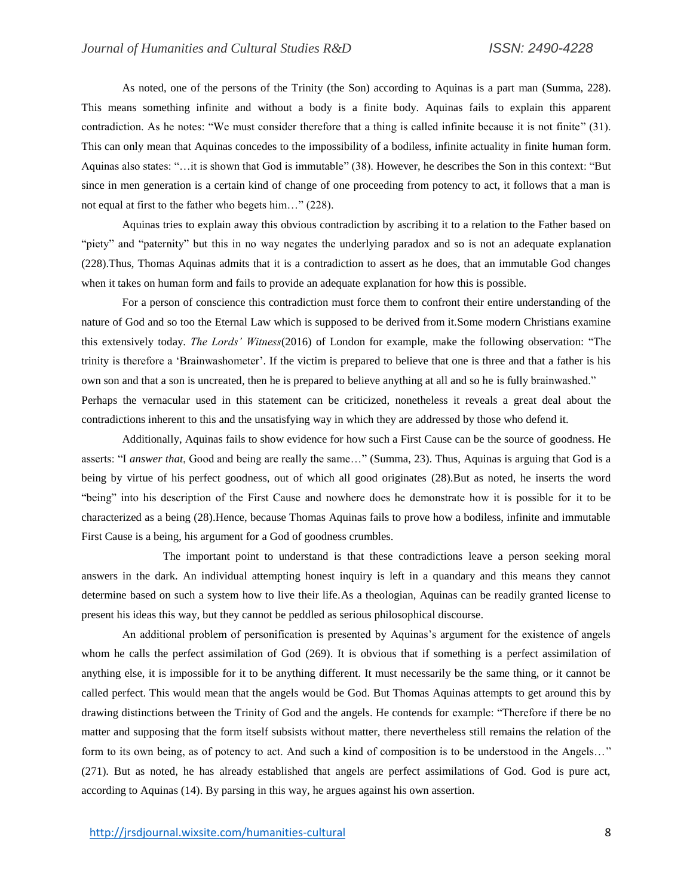As noted, one of the persons of the Trinity (the Son) according to Aquinas is a part man (Summa, 228). This means something infinite and without a body is a finite body. Aquinas fails to explain this apparent contradiction. As he notes: "We must consider therefore that a thing is called infinite because it is not finite" (31). This can only mean that Aquinas concedes to the impossibility of a bodiless, infinite actuality in finite human form. Aquinas also states: "…it is shown that God is immutable" (38). However, he describes the Son in this context: "But since in men generation is a certain kind of change of one proceeding from potency to act, it follows that a man is not equal at first to the father who begets him…" (228).

Aquinas tries to explain away this obvious contradiction by ascribing it to a relation to the Father based on "piety" and "paternity" but this in no way negates the underlying paradox and so is not an adequate explanation (228).Thus, Thomas Aquinas admits that it is a contradiction to assert as he does, that an immutable God changes when it takes on human form and fails to provide an adequate explanation for how this is possible.

For a person of conscience this contradiction must force them to confront their entire understanding of the nature of God and so too the Eternal Law which is supposed to be derived from it.Some modern Christians examine this extensively today. *The Lords' Witness*(2016) of London for example, make the following observation: "The trinity is therefore a 'Brainwashometer'. If the victim is prepared to believe that one is three and that a father is his own son and that a son is uncreated, then he is prepared to believe anything at all and so he is fully brainwashed." Perhaps the vernacular used in this statement can be criticized, nonetheless it reveals a great deal about the contradictions inherent to this and the unsatisfying way in which they are addressed by those who defend it.

Additionally, Aquinas fails to show evidence for how such a First Cause can be the source of goodness. He asserts: "I *answer that*, Good and being are really the same…" (Summa, 23). Thus, Aquinas is arguing that God is a being by virtue of his perfect goodness, out of which all good originates (28).But as noted, he inserts the word "being" into his description of the First Cause and nowhere does he demonstrate how it is possible for it to be characterized as a being (28).Hence, because Thomas Aquinas fails to prove how a bodiless, infinite and immutable First Cause is a being, his argument for a God of goodness crumbles.

The important point to understand is that these contradictions leave a person seeking moral answers in the dark. An individual attempting honest inquiry is left in a quandary and this means they cannot determine based on such a system how to live their life.As a theologian, Aquinas can be readily granted license to present his ideas this way, but they cannot be peddled as serious philosophical discourse.

An additional problem of personification is presented by Aquinas's argument for the existence of angels whom he calls the perfect assimilation of God (269). It is obvious that if something is a perfect assimilation of anything else, it is impossible for it to be anything different. It must necessarily be the same thing, or it cannot be called perfect. This would mean that the angels would be God. But Thomas Aquinas attempts to get around this by drawing distinctions between the Trinity of God and the angels. He contends for example: "Therefore if there be no matter and supposing that the form itself subsists without matter, there nevertheless still remains the relation of the form to its own being, as of potency to act. And such a kind of composition is to be understood in the Angels…" (271). But as noted, he has already established that angels are perfect assimilations of God. God is pure act, according to Aquinas (14). By parsing in this way, he argues against his own assertion.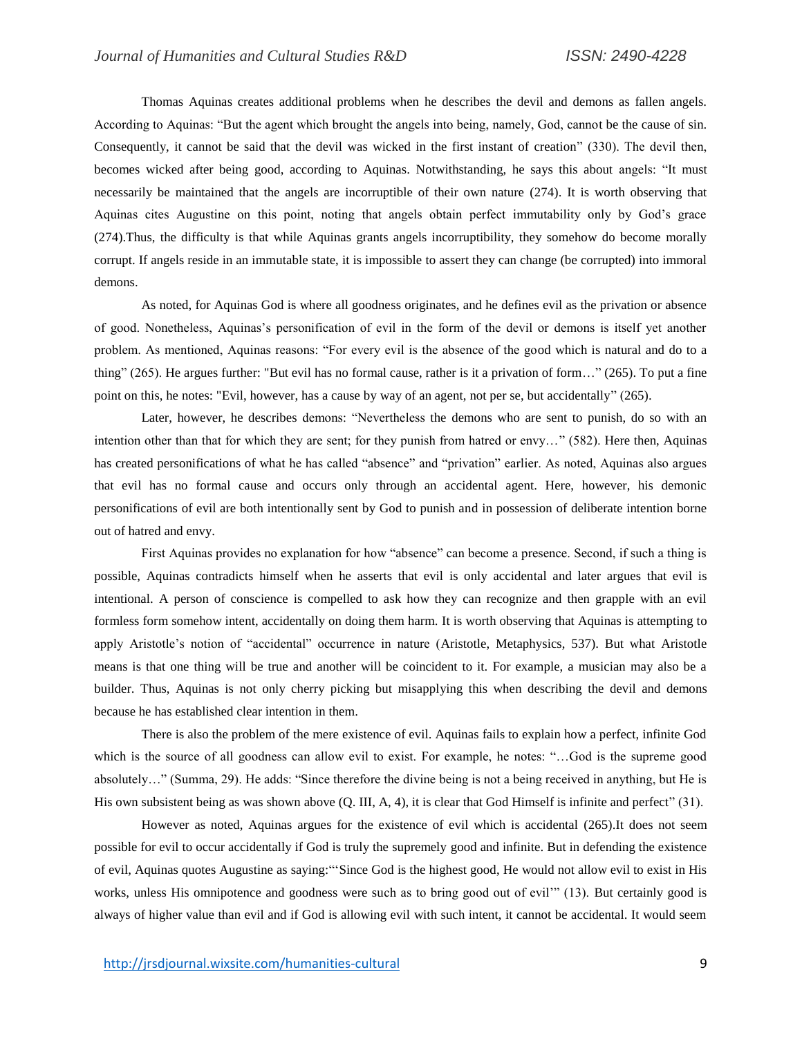Thomas Aquinas creates additional problems when he describes the devil and demons as fallen angels. According to Aquinas: "But the agent which brought the angels into being, namely, God, cannot be the cause of sin. Consequently, it cannot be said that the devil was wicked in the first instant of creation" (330). The devil then, becomes wicked after being good, according to Aquinas. Notwithstanding, he says this about angels: "It must necessarily be maintained that the angels are incorruptible of their own nature (274). It is worth observing that Aquinas cites Augustine on this point, noting that angels obtain perfect immutability only by God's grace (274).Thus, the difficulty is that while Aquinas grants angels incorruptibility, they somehow do become morally corrupt. If angels reside in an immutable state, it is impossible to assert they can change (be corrupted) into immoral demons.

As noted, for Aquinas God is where all goodness originates, and he defines evil as the privation or absence of good. Nonetheless, Aquinas's personification of evil in the form of the devil or demons is itself yet another problem. As mentioned, Aquinas reasons: "For every evil is the absence of the good which is natural and do to a thing" (265). He argues further: "But evil has no formal cause, rather is it a privation of form…" (265). To put a fine point on this, he notes: "Evil, however, has a cause by way of an agent, not per se, but accidentally" (265).

Later, however, he describes demons: "Nevertheless the demons who are sent to punish, do so with an intention other than that for which they are sent; for they punish from hatred or envy…" (582). Here then, Aquinas has created personifications of what he has called "absence" and "privation" earlier. As noted, Aquinas also argues that evil has no formal cause and occurs only through an accidental agent. Here, however, his demonic personifications of evil are both intentionally sent by God to punish and in possession of deliberate intention borne out of hatred and envy.

First Aquinas provides no explanation for how "absence" can become a presence. Second, if such a thing is possible, Aquinas contradicts himself when he asserts that evil is only accidental and later argues that evil is intentional. A person of conscience is compelled to ask how they can recognize and then grapple with an evil formless form somehow intent, accidentally on doing them harm. It is worth observing that Aquinas is attempting to apply Aristotle's notion of "accidental" occurrence in nature (Aristotle, Metaphysics, 537). But what Aristotle means is that one thing will be true and another will be coincident to it. For example, a musician may also be a builder. Thus, Aquinas is not only cherry picking but misapplying this when describing the devil and demons because he has established clear intention in them.

There is also the problem of the mere existence of evil. Aquinas fails to explain how a perfect, infinite God which is the source of all goodness can allow evil to exist. For example, he notes: "…God is the supreme good absolutely…" (Summa, 29). He adds: "Since therefore the divine being is not a being received in anything, but He is His own subsistent being as was shown above (Q. III, A, 4), it is clear that God Himself is infinite and perfect" (31).

However as noted, Aquinas argues for the existence of evil which is accidental (265).It does not seem possible for evil to occur accidentally if God is truly the supremely good and infinite. But in defending the existence of evil, Aquinas quotes Augustine as saying:"'Since God is the highest good, He would not allow evil to exist in His works, unless His omnipotence and goodness were such as to bring good out of evil'" (13). But certainly good is always of higher value than evil and if God is allowing evil with such intent, it cannot be accidental. It would seem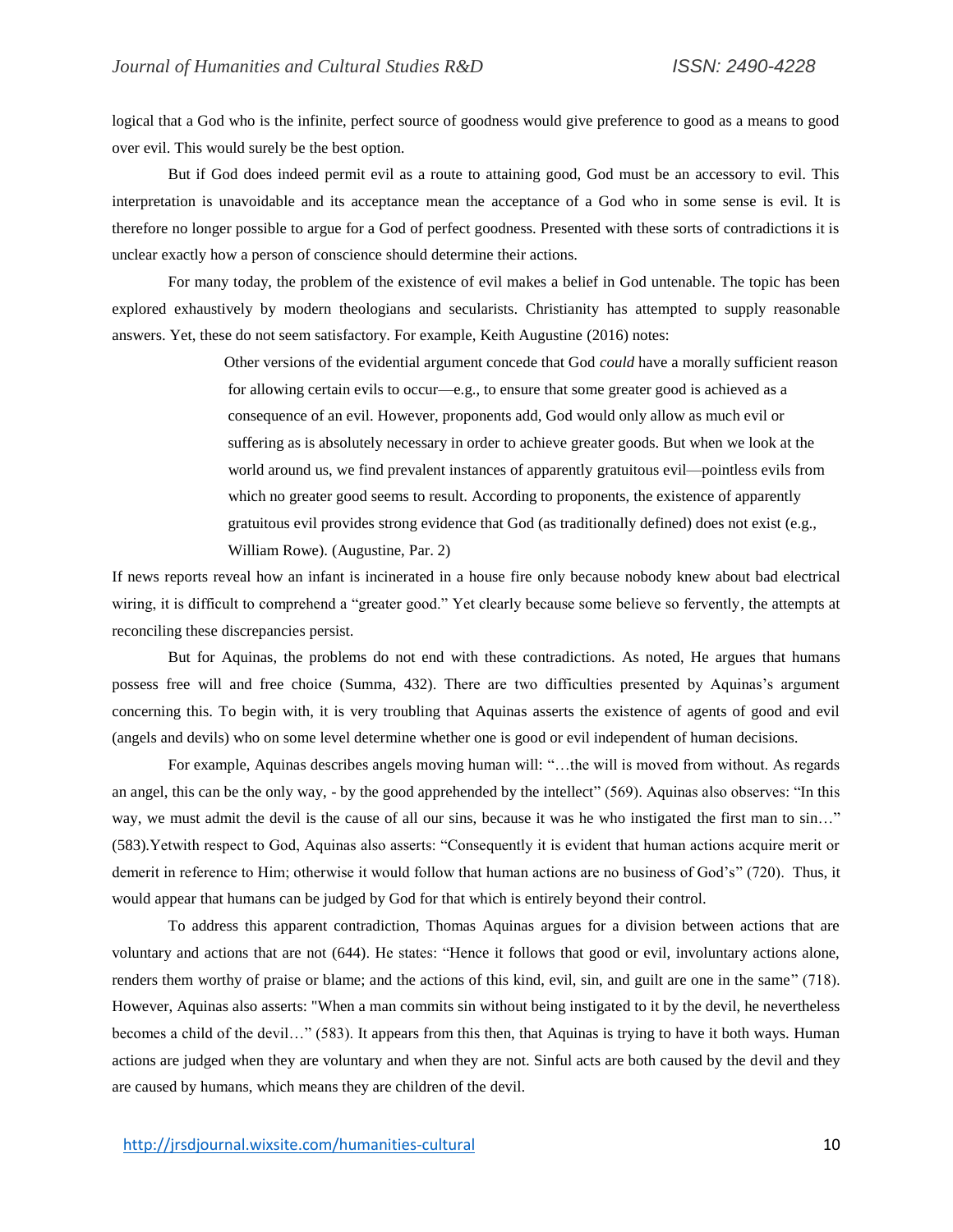logical that a God who is the infinite, perfect source of goodness would give preference to good as a means to good over evil. This would surely be the best option.

But if God does indeed permit evil as a route to attaining good, God must be an accessory to evil. This interpretation is unavoidable and its acceptance mean the acceptance of a God who in some sense is evil. It is therefore no longer possible to argue for a God of perfect goodness. Presented with these sorts of contradictions it is unclear exactly how a person of conscience should determine their actions.

For many today, the problem of the existence of evil makes a belief in God untenable. The topic has been explored exhaustively by modern theologians and secularists. Christianity has attempted to supply reasonable answers. Yet, these do not seem satisfactory. For example, Keith Augustine (2016) notes:

> Other versions of the evidential argument concede that God *could* have a morally sufficient reason for allowing certain evils to occur—e.g., to ensure that some greater good is achieved as a consequence of an evil. However, proponents add, God would only allow as much evil or suffering as is absolutely necessary in order to achieve greater goods. But when we look at the world around us, we find prevalent instances of apparently gratuitous evil—pointless evils from which no greater good seems to result. According to proponents, the existence of apparently gratuitous evil provides strong evidence that God (as traditionally defined) does not exist (e.g., William Rowe). (Augustine, Par. 2)

If news reports reveal how an infant is incinerated in a house fire only because nobody knew about bad electrical wiring, it is difficult to comprehend a "greater good." Yet clearly because some believe so fervently, the attempts at reconciling these discrepancies persist.

But for Aquinas, the problems do not end with these contradictions. As noted, He argues that humans possess free will and free choice (Summa, 432). There are two difficulties presented by Aquinas's argument concerning this. To begin with, it is very troubling that Aquinas asserts the existence of agents of good and evil (angels and devils) who on some level determine whether one is good or evil independent of human decisions.

For example, Aquinas describes angels moving human will: "…the will is moved from without. As regards an angel, this can be the only way, - by the good apprehended by the intellect" (569). Aquinas also observes: "In this way, we must admit the devil is the cause of all our sins, because it was he who instigated the first man to sin…" (583).Yetwith respect to God, Aquinas also asserts: "Consequently it is evident that human actions acquire merit or demerit in reference to Him; otherwise it would follow that human actions are no business of God's" (720). Thus, it would appear that humans can be judged by God for that which is entirely beyond their control.

To address this apparent contradiction, Thomas Aquinas argues for a division between actions that are voluntary and actions that are not (644). He states: "Hence it follows that good or evil, involuntary actions alone, renders them worthy of praise or blame; and the actions of this kind, evil, sin, and guilt are one in the same" (718). However, Aquinas also asserts: "When a man commits sin without being instigated to it by the devil, he nevertheless becomes a child of the devil…" (583). It appears from this then, that Aquinas is trying to have it both ways. Human actions are judged when they are voluntary and when they are not. Sinful acts are both caused by the devil and they are caused by humans, which means they are children of the devil.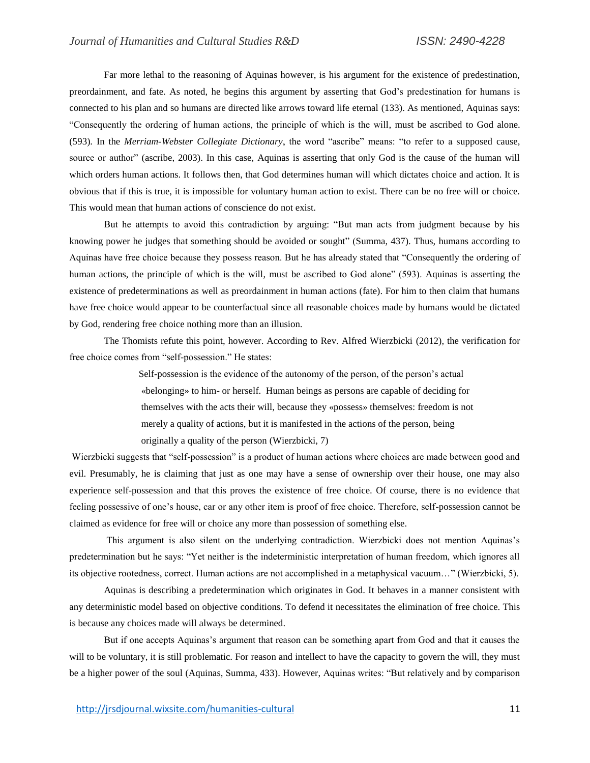Far more lethal to the reasoning of Aquinas however, is his argument for the existence of predestination, preordainment, and fate. As noted, he begins this argument by asserting that God's predestination for humans is connected to his plan and so humans are directed like arrows toward life eternal (133). As mentioned, Aquinas says: "Consequently the ordering of human actions, the principle of which is the will, must be ascribed to God alone. (593). In the *Merriam-Webster Collegiate Dictionary*, the word "ascribe" means: "to refer to a supposed cause, source or author" (ascribe, 2003). In this case, Aquinas is asserting that only God is the cause of the human will which orders human actions. It follows then, that God determines human will which dictates choice and action. It is obvious that if this is true, it is impossible for voluntary human action to exist. There can be no free will or choice. This would mean that human actions of conscience do not exist.

But he attempts to avoid this contradiction by arguing: "But man acts from judgment because by his knowing power he judges that something should be avoided or sought" (Summa, 437). Thus, humans according to Aquinas have free choice because they possess reason. But he has already stated that "Consequently the ordering of human actions, the principle of which is the will, must be ascribed to God alone" (593). Aquinas is asserting the existence of predeterminations as well as preordainment in human actions (fate). For him to then claim that humans have free choice would appear to be counterfactual since all reasonable choices made by humans would be dictated by God, rendering free choice nothing more than an illusion.

The Thomists refute this point, however. According to Rev. Alfred Wierzbicki (2012), the verification for free choice comes from "self-possession." He states:

> Self-possession is the evidence of the autonomy of the person, of the person's actual «belonging» to him- or herself. Human beings as persons are capable of deciding for themselves with the acts their will, because they «possess» themselves: freedom is not merely a quality of actions, but it is manifested in the actions of the person, being originally a quality of the person (Wierzbicki, 7)

Wierzbicki suggests that "self-possession" is a product of human actions where choices are made between good and evil. Presumably, he is claiming that just as one may have a sense of ownership over their house, one may also experience self-possession and that this proves the existence of free choice. Of course, there is no evidence that feeling possessive of one's house, car or any other item is proof of free choice. Therefore, self-possession cannot be claimed as evidence for free will or choice any more than possession of something else.

This argument is also silent on the underlying contradiction. Wierzbicki does not mention Aquinas's predetermination but he says: "Yet neither is the indeterministic interpretation of human freedom, which ignores all its objective rootedness, correct. Human actions are not accomplished in a metaphysical vacuum…" (Wierzbicki, 5).

Aquinas is describing a predetermination which originates in God. It behaves in a manner consistent with any deterministic model based on objective conditions. To defend it necessitates the elimination of free choice. This is because any choices made will always be determined.

But if one accepts Aquinas's argument that reason can be something apart from God and that it causes the will to be voluntary, it is still problematic. For reason and intellect to have the capacity to govern the will, they must be a higher power of the soul (Aquinas, Summa, 433). However, Aquinas writes: "But relatively and by comparison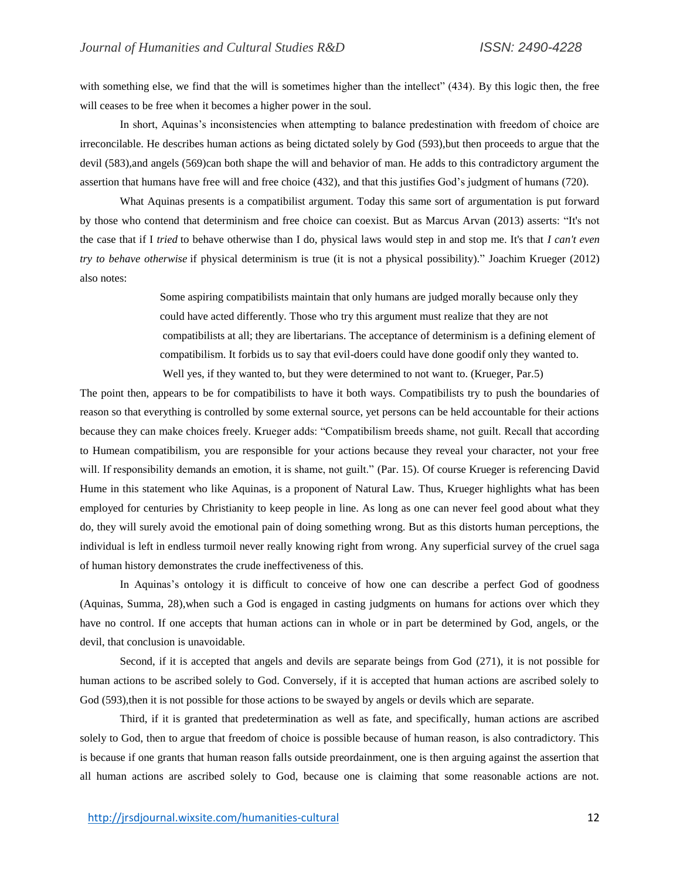with something else, we find that the will is sometimes higher than the intellect" (434). By this logic then, the free will ceases to be free when it becomes a higher power in the soul.

In short, Aquinas's inconsistencies when attempting to balance predestination with freedom of choice are irreconcilable. He describes human actions as being dictated solely by God (593),but then proceeds to argue that the devil (583),and angels (569)can both shape the will and behavior of man. He adds to this contradictory argument the assertion that humans have free will and free choice (432), and that this justifies God's judgment of humans (720).

What Aquinas presents is a compatibilist argument. Today this same sort of argumentation is put forward by those who contend that determinism and free choice can coexist. But as Marcus Arvan (2013) asserts: "It's not the case that if I *tried* to behave otherwise than I do, physical laws would step in and stop me. It's that *I can't even try to behave otherwise* if physical determinism is true (it is not a physical possibility)." Joachim Krueger (2012) also notes:

> Some aspiring compatibilists maintain that only humans are judged morally because only they could have acted differently. Those who try this argument must realize that they are not compatibilists at all; they are libertarians. The acceptance of determinism is a defining element of compatibilism. It forbids us to say that evil-doers could have done goodif only they wanted to. Well yes, if they wanted to, but they were determined to not want to. (Krueger, Par.5)

The point then, appears to be for compatibilists to have it both ways. Compatibilists try to push the boundaries of reason so that everything is controlled by some external source, yet persons can be held accountable for their actions because they can make choices freely. Krueger adds: "Compatibilism breeds shame, not guilt. Recall that according to Humean compatibilism, you are responsible for your actions because they reveal your character, not your free will. If responsibility demands an emotion, it is shame, not guilt." (Par. 15). Of course Krueger is referencing David Hume in this statement who like Aquinas, is a proponent of Natural Law. Thus, Krueger highlights what has been employed for centuries by Christianity to keep people in line. As long as one can never feel good about what they do, they will surely avoid the emotional pain of doing something wrong. But as this distorts human perceptions, the individual is left in endless turmoil never really knowing right from wrong. Any superficial survey of the cruel saga of human history demonstrates the crude ineffectiveness of this.

In Aquinas's ontology it is difficult to conceive of how one can describe a perfect God of goodness (Aquinas, Summa, 28),when such a God is engaged in casting judgments on humans for actions over which they have no control. If one accepts that human actions can in whole or in part be determined by God, angels, or the devil, that conclusion is unavoidable.

Second, if it is accepted that angels and devils are separate beings from God (271), it is not possible for human actions to be ascribed solely to God. Conversely, if it is accepted that human actions are ascribed solely to God (593),then it is not possible for those actions to be swayed by angels or devils which are separate.

Third, if it is granted that predetermination as well as fate, and specifically, human actions are ascribed solely to God, then to argue that freedom of choice is possible because of human reason, is also contradictory. This is because if one grants that human reason falls outside preordainment, one is then arguing against the assertion that all human actions are ascribed solely to God, because one is claiming that some reasonable actions are not.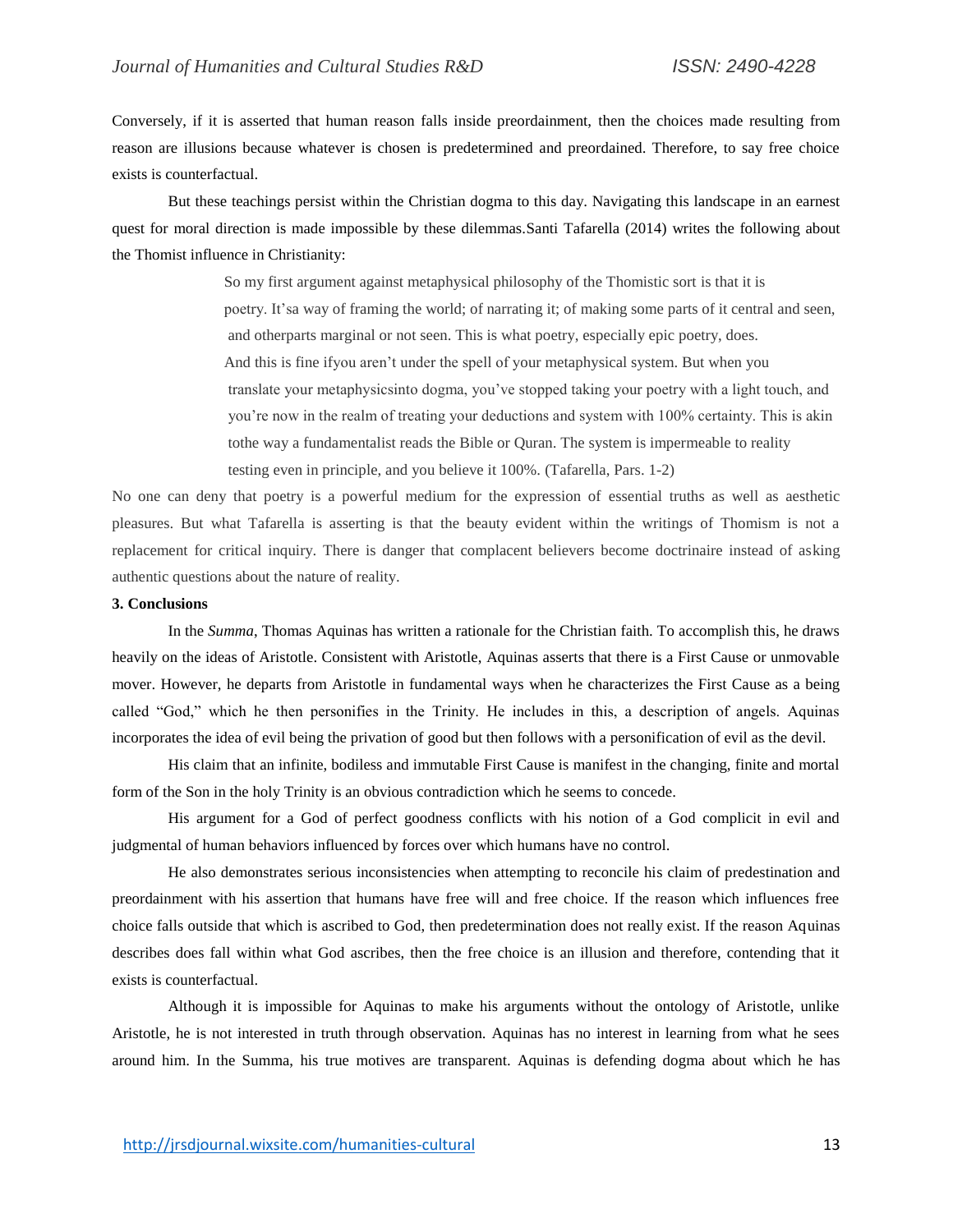Conversely, if it is asserted that human reason falls inside preordainment, then the choices made resulting from reason are illusions because whatever is chosen is predetermined and preordained. Therefore, to say free choice exists is counterfactual.

But these teachings persist within the Christian dogma to this day. Navigating this landscape in an earnest quest for moral direction is made impossible by these dilemmas.Santi Tafarella (2014) writes the following about the Thomist influence in Christianity:

> So my first argument against metaphysical philosophy of the Thomistic sort is that it is poetry. It'sa way of framing the world; of narrating it; of making some parts of it central and seen, and otherparts marginal or not seen. This is what poetry, especially epic poetry, does. And this is fine ifyou aren't under the spell of your metaphysical system. But when you translate your metaphysicsinto dogma, you've stopped taking your poetry with a light touch, and you're now in the realm of treating your deductions and system with 100% certainty. This is akin tothe way a fundamentalist reads the Bible or Quran. The system is impermeable to reality testing even in principle, and you believe it 100%. (Tafarella, Pars. 1-2)

No one can deny that poetry is a powerful medium for the expression of essential truths as well as aesthetic pleasures. But what Tafarella is asserting is that the beauty evident within the writings of Thomism is not a replacement for critical inquiry. There is danger that complacent believers become doctrinaire instead of asking authentic questions about the nature of reality.

**3. Conclusions**

In the *Summa*, Thomas Aquinas has written a rationale for the Christian faith. To accomplish this, he draws heavily on the ideas of Aristotle. Consistent with Aristotle, Aquinas asserts that there is a First Cause or unmovable mover. However, he departs from Aristotle in fundamental ways when he characterizes the First Cause as a being called "God," which he then personifies in the Trinity. He includes in this, a description of angels. Aquinas incorporates the idea of evil being the privation of good but then follows with a personification of evil as the devil.

His claim that an infinite, bodiless and immutable First Cause is manifest in the changing, finite and mortal form of the Son in the holy Trinity is an obvious contradiction which he seems to concede.

His argument for a God of perfect goodness conflicts with his notion of a God complicit in evil and judgmental of human behaviors influenced by forces over which humans have no control.

He also demonstrates serious inconsistencies when attempting to reconcile his claim of predestination and preordainment with his assertion that humans have free will and free choice. If the reason which influences free choice falls outside that which is ascribed to God, then predetermination does not really exist. If the reason Aquinas describes does fall within what God ascribes, then the free choice is an illusion and therefore, contending that it exists is counterfactual.

Although it is impossible for Aquinas to make his arguments without the ontology of Aristotle, unlike Aristotle, he is not interested in truth through observation. Aquinas has no interest in learning from what he sees around him. In the Summa, his true motives are transparent. Aquinas is defending dogma about which he has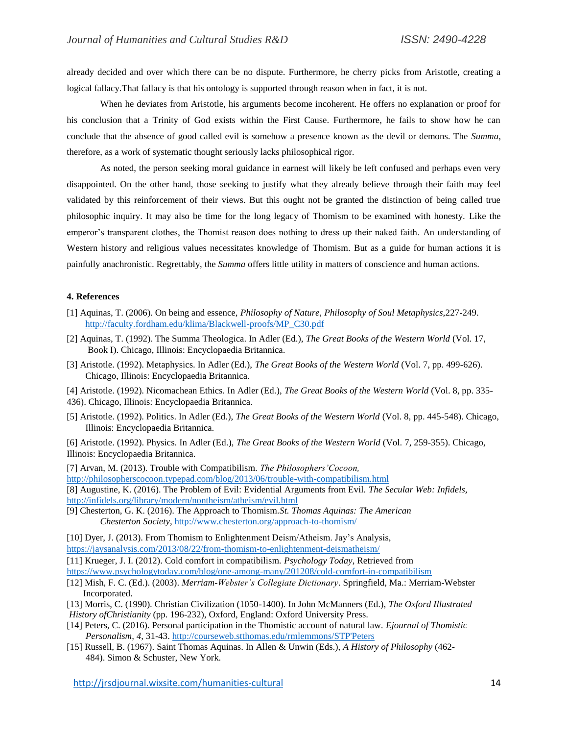already decided and over which there can be no dispute. Furthermore, he cherry picks from Aristotle, creating a logical fallacy.That fallacy is that his ontology is supported through reason when in fact, it is not.

When he deviates from Aristotle, his arguments become incoherent. He offers no explanation or proof for his conclusion that a Trinity of God exists within the First Cause. Furthermore, he fails to show how he can conclude that the absence of good called evil is somehow a presence known as the devil or demons. The *Summa,* therefore, as a work of systematic thought seriously lacks philosophical rigor.

As noted, the person seeking moral guidance in earnest will likely be left confused and perhaps even very disappointed. On the other hand, those seeking to justify what they already believe through their faith may feel validated by this reinforcement of their views. But this ought not be granted the distinction of being called true philosophic inquiry. It may also be time for the long legacy of Thomism to be examined with honesty. Like the emperor's transparent clothes, the Thomist reason does nothing to dress up their naked faith. An understanding of Western history and religious values necessitates knowledge of Thomism. But as a guide for human actions it is painfully anachronistic. Regrettably, the *Summa* offers little utility in matters of conscience and human actions.

**4. References**

[1] Aquinas, T. (2006). On being and essence, *Philosophy of Nature, Philosophy of Soul Metaphysics*,227-249. http://faculty.fordham.edu/klima/Blackwell-proofs/MP_C30.pdf

[2] Aquinas, T. (1992). The Summa Theologica. In Adler (Ed.), *The Great Books of the Western World* (Vol. 17, Book I). Chicago, Illinois: Encyclopaedia Britannica.

[3] Aristotle. (1992). Metaphysics. In Adler (Ed.), *The Great Books of the Western World* (Vol. 7, pp. 499-626). Chicago, Illinois: Encyclopaedia Britannica.

[4] Aristotle. (1992). Nicomachean Ethics. In Adler (Ed.), *The Great Books of the Western World* (Vol. 8, pp. 335-436). Chicago, Illinois: Encyclopaedia Britannica.

[5] Aristotle. (1992). Politics. In Adler (Ed.), *The Great Books of the Western World* (Vol. 8, pp. 445-548). Chicago, Illinois: Encyclopaedia Britannica.

[6] Aristotle. (1992). Physics. In Adler (Ed.), *The Great Books of the Western World* (Vol. 7, 259-355). Chicago, Illinois: Encyclopaedia Britannica.

[7] Arvan, M. (2013). Trouble with Compatibilism. *The Philosophers'Cocoon,* http://philosopherscocoon.typepad.com/blog/2013/06/trouble-with-compatibilism.html

[8] Augustine, K. (2016). The Problem of Evil: Evidential Arguments from Evil. *The Secular Web: Infidels,* http://infidels.org/library/modern/nontheism/atheism/evil.html

[9] Chesterton, G. K. (2016). The Approach to Thomism.*St. Thomas Aquinas: The American Chesterton Society*, http://www.chesterton.org/approach-to-thomism/

[10] Dyer, J. (2013). From Thomism to Enlightenment Deism/Atheism. Jay's Analysis, https://jaysanalysis.com/2013/08/22/from-thomism-to-enlightenment-deismatheism/

[11] Krueger, J. I. (2012). Cold comfort in compatibilism. *Psychology Today*, Retrieved from https://www.psychologytoday.com/blog/one-among-many/201208/cold-comfort-in-compatibilism

[12] Mish, F. C. (Ed.). (2003). *Merriam-Webster's Collegiate Dictionary*. Springfield, Ma.: Merriam-Webster Incorporated.

[13] Morris, C. (1990). Christian Civilization (1050-1400). In John McManners (Ed.), *The Oxford Illustrated History ofChristianity* (pp. 196-232), Oxford, England: Oxford University Press.

[14] Peters, C. (2016). Personal participation in the Thomistic account of natural law. *Ejournal of Thomistic Personalism*, *4*, 31-43. http://courseweb.stthomas.edu/rmlemmons/STP'Peters

[15] Russell, B. (1967). Saint Thomas Aquinas. In Allen & Unwin (Eds.), *A History of Philosophy* (462-484). Simon & Schuster, New York.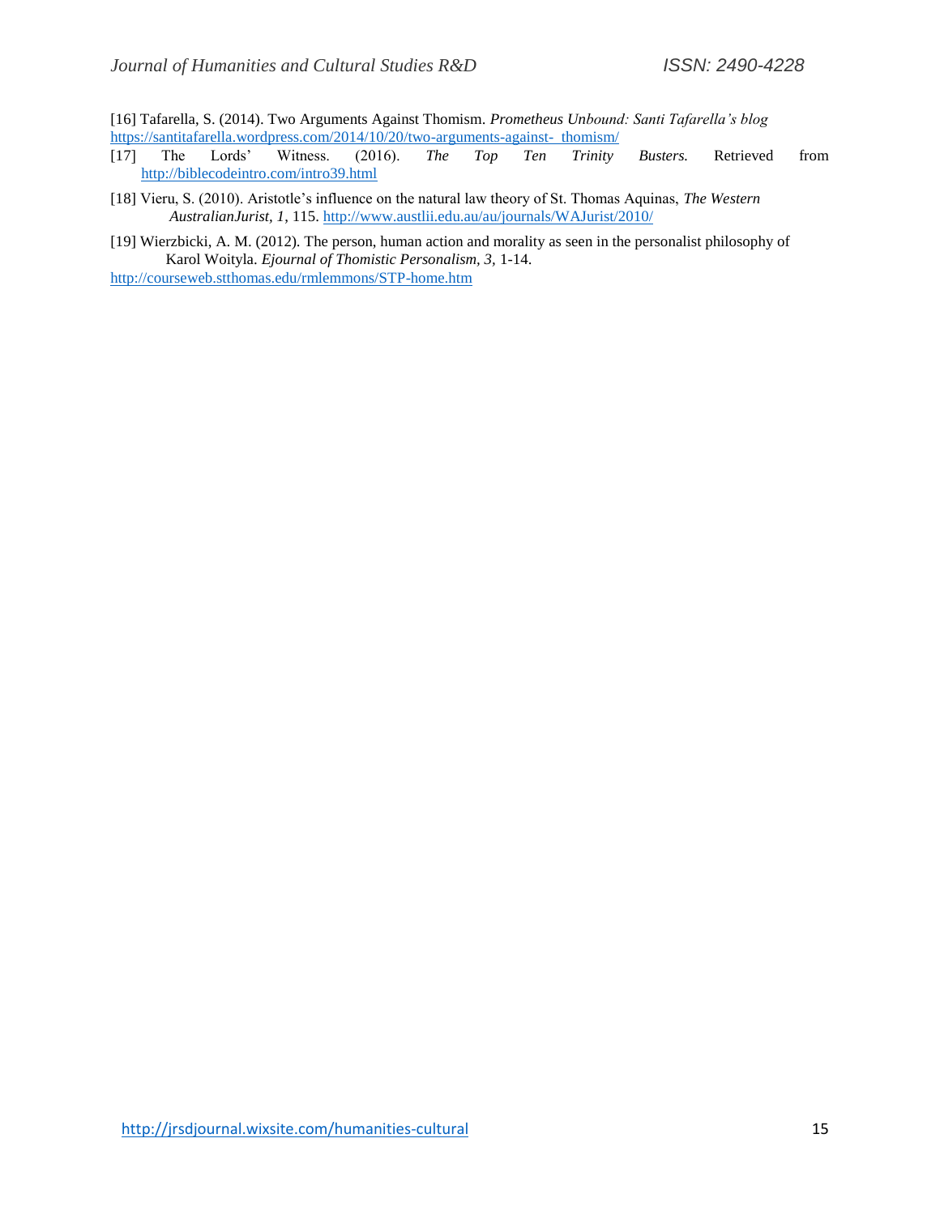[16] Tafarella, S. (2014). Two Arguments Against Thomism. *Prometheus Unbound: Santi Tafarella's blog* https://santitafarella.wordpress.com/2014/10/20/two-arguments-against- thomism/

[17] The Lords' Witness. (2016). *The Top Ten Trinity Busters.* Retrieved from http://biblecodeintro.com/intro39.html

[18] Vieru, S. (2010). Aristotle's influence on the natural law theory of St. Thomas Aquinas, *The Western AustralianJurist*, *1*, 115. http://www.austlii.edu.au/au/journals/WAJurist/2010/

[19] Wierzbicki, A. M. (2012). The person, human action and morality as seen in the personalist philosophy of Karol Woityla. *Ejournal of Thomistic Personalism, 3,* 1-14. http://courseweb.stthomas.edu/rmlemmons/STP-home.htm